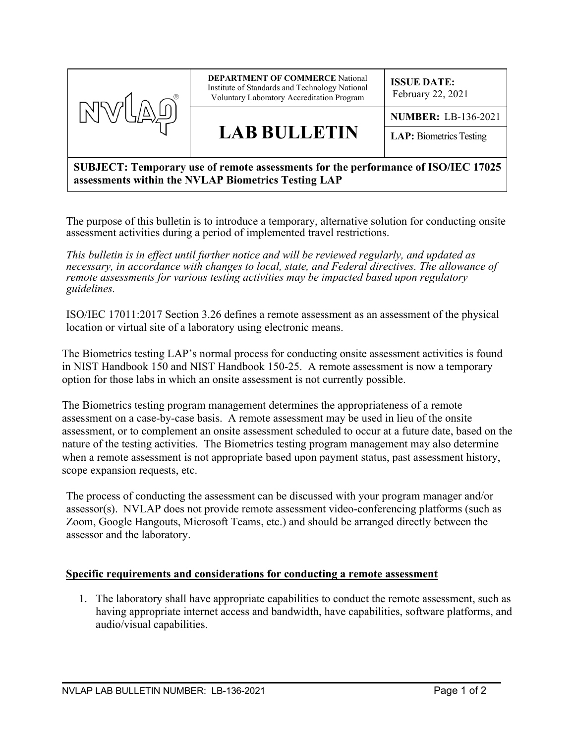| NVLAP® | **DEPARTMENT OF COMMERCE** National Institute of Standards and Technology National Voluntary Laboratory Accreditation Program | **ISSUE DATE:** February 22, 2021 |
|---|---|---|
| | **LAB BULLETIN** | **NUMBER:** LB-136-2021 |
| | | **LAP:** Biometrics Testing |

**SUBJECT: Temporary use of remote assessments for the performance of ISO/IEC 17025 assessments within the NVLAP Biometrics Testing LAP**

The purpose of this bulletin is to introduce a temporary, alternative solution for conducting onsite assessment activities during a period of implemented travel restrictions.

*This bulletin is in effect until further notice and will be reviewed regularly, and updated as necessary, in accordance with changes to local, state, and Federal directives. The allowance of remote assessments for various testing activities may be impacted based upon regulatory guidelines.*

ISO/IEC 17011:2017 Section 3.26 defines a remote assessment as an assessment of the physical location or virtual site of a laboratory using electronic means.

The Biometrics testing LAP's normal process for conducting onsite assessment activities is found in NIST Handbook 150 and NIST Handbook 150-25. A remote assessment is now a temporary option for those labs in which an onsite assessment is not currently possible.

The Biometrics testing program management determines the appropriateness of a remote assessment on a case-by-case basis. A remote assessment may be used in lieu of the onsite assessment, or to complement an onsite assessment scheduled to occur at a future date, based on the nature of the testing activities. The Biometrics testing program management may also determine when a remote assessment is not appropriate based upon payment status, past assessment history, scope expansion requests, etc.

The process of conducting the assessment can be discussed with your program manager and/or assessor(s). NVLAP does not provide remote assessment video-conferencing platforms (such as Zoom, Google Hangouts, Microsoft Teams, etc.) and should be arranged directly between the assessor and the laboratory.

**Specific requirements and considerations for conducting a remote assessment**

1. The laboratory shall have appropriate capabilities to conduct the remote assessment, such as having appropriate internet access and bandwidth, have capabilities, software platforms, and audio/visual capabilities.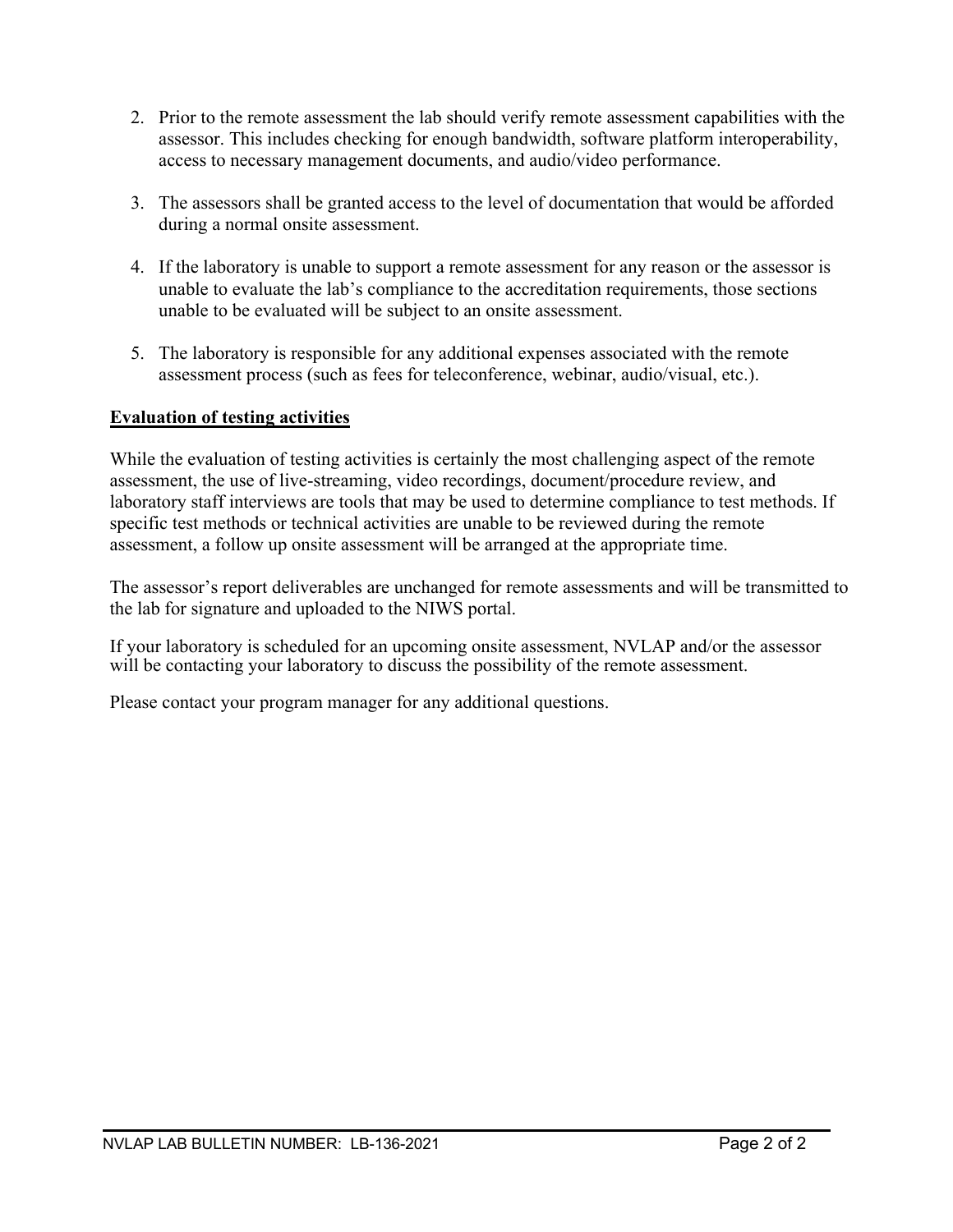2. Prior to the remote assessment the lab should verify remote assessment capabilities with the assessor. This includes checking for enough bandwidth, software platform interoperability, access to necessary management documents, and audio/video performance.

3. The assessors shall be granted access to the level of documentation that would be afforded during a normal onsite assessment.

4. If the laboratory is unable to support a remote assessment for any reason or the assessor is unable to evaluate the lab's compliance to the accreditation requirements, those sections unable to be evaluated will be subject to an onsite assessment.

5. The laboratory is responsible for any additional expenses associated with the remote assessment process (such as fees for teleconference, webinar, audio/visual, etc.).

**Evaluation of testing activities**

While the evaluation of testing activities is certainly the most challenging aspect of the remote assessment, the use of live-streaming, video recordings, document/procedure review, and laboratory staff interviews are tools that may be used to determine compliance to test methods. If specific test methods or technical activities are unable to be reviewed during the remote assessment, a follow up onsite assessment will be arranged at the appropriate time.

The assessor's report deliverables are unchanged for remote assessments and will be transmitted to the lab for signature and uploaded to the NIWS portal.

If your laboratory is scheduled for an upcoming onsite assessment, NVLAP and/or the assessor will be contacting your laboratory to discuss the possibility of the remote assessment.

Please contact your program manager for any additional questions.